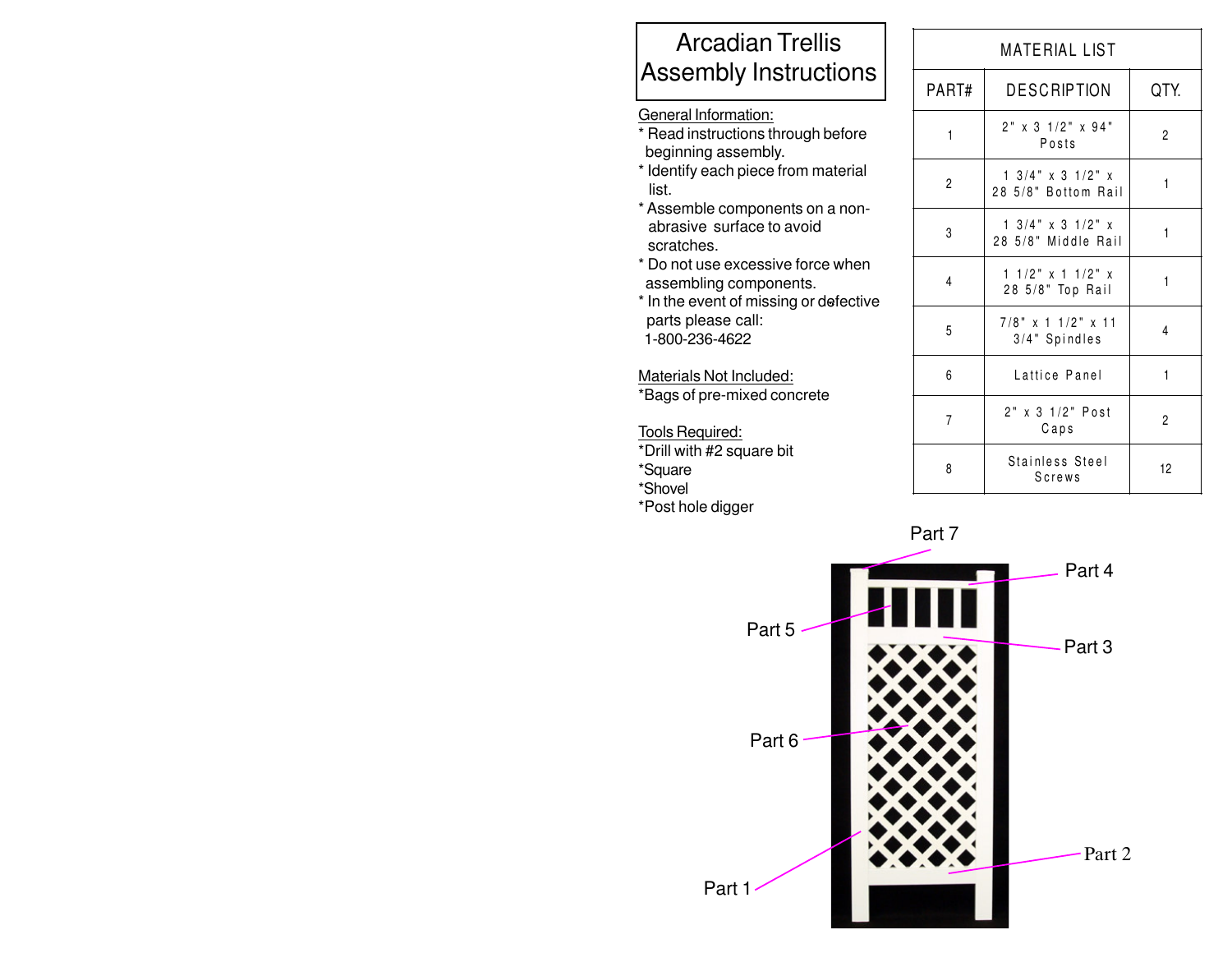# Arcadian Trellis Assembly Instructions

General Information:

* Read instructions through before beginning assembly.
* Identify each piece from material list.
* Assemble components on a non-abrasive surface to avoid scratches.
* Do not use excessive force when assembling components.
* In the event of missing or defective parts please call: 1-800-236-4622

Materials Not Included:

*Bags of pre-mixed concrete

Tools Required:

*Drill with #2 square bit
*Square
*Shovel
*Post hole digger

| MATERIAL LIST | | |
|---|---|---|
| PART# | DESCRIPTION | QTY. |
| 1 | 2" x 3 1/2" x 94" Posts | 2 |
| 2 | 1 3/4" x 3 1/2" x 28 5/8" Bottom Rail | 1 |
| 3 | 1 3/4" x 3 1/2" x 28 5/8" Middle Rail | 1 |
| 4 | 1 1/2" x 1 1/2" x 28 5/8" Top Rail | 1 |
| 5 | 7/8" x 1 1/2" x 11 3/4" Spindles | 4 |
| 6 | Lattice Panel | 1 |
| 7 | 2" x 3 1/2" Post Caps | 2 |
| 8 | Stainless Steel Screws | 12 |

Part 7
Part 4
Part 5
Part 3
Part 6
Part 2
Part 1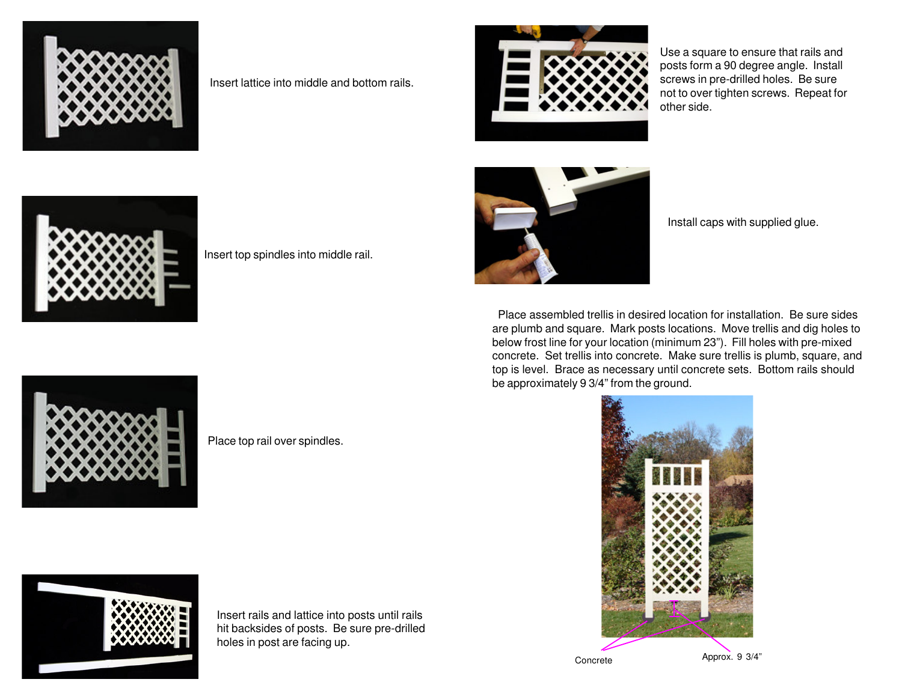Insert lattice into middle and bottom rails.

Insert top spindles into middle rail.

Place top rail over spindles.

Insert rails and lattice into posts until rails hit backsides of posts. Be sure pre-drilled holes in post are facing up.

Use a square to ensure that rails and posts form a 90 degree angle. Install screws in pre-drilled holes. Be sure not to over tighten screws. Repeat for other side.

Install caps with supplied glue.

Place assembled trellis in desired location for installation. Be sure sides are plumb and square. Mark posts locations. Move trellis and dig holes to below frost line for your location (minimum 23”). Fill holes with pre-mixed concrete. Set trellis into concrete. Make sure trellis is plumb, square, and top is level. Brace as necessary until concrete sets. Bottom rails should be approximately 9 3/4” from the ground.

Concrete

Approx. 9 3/4”